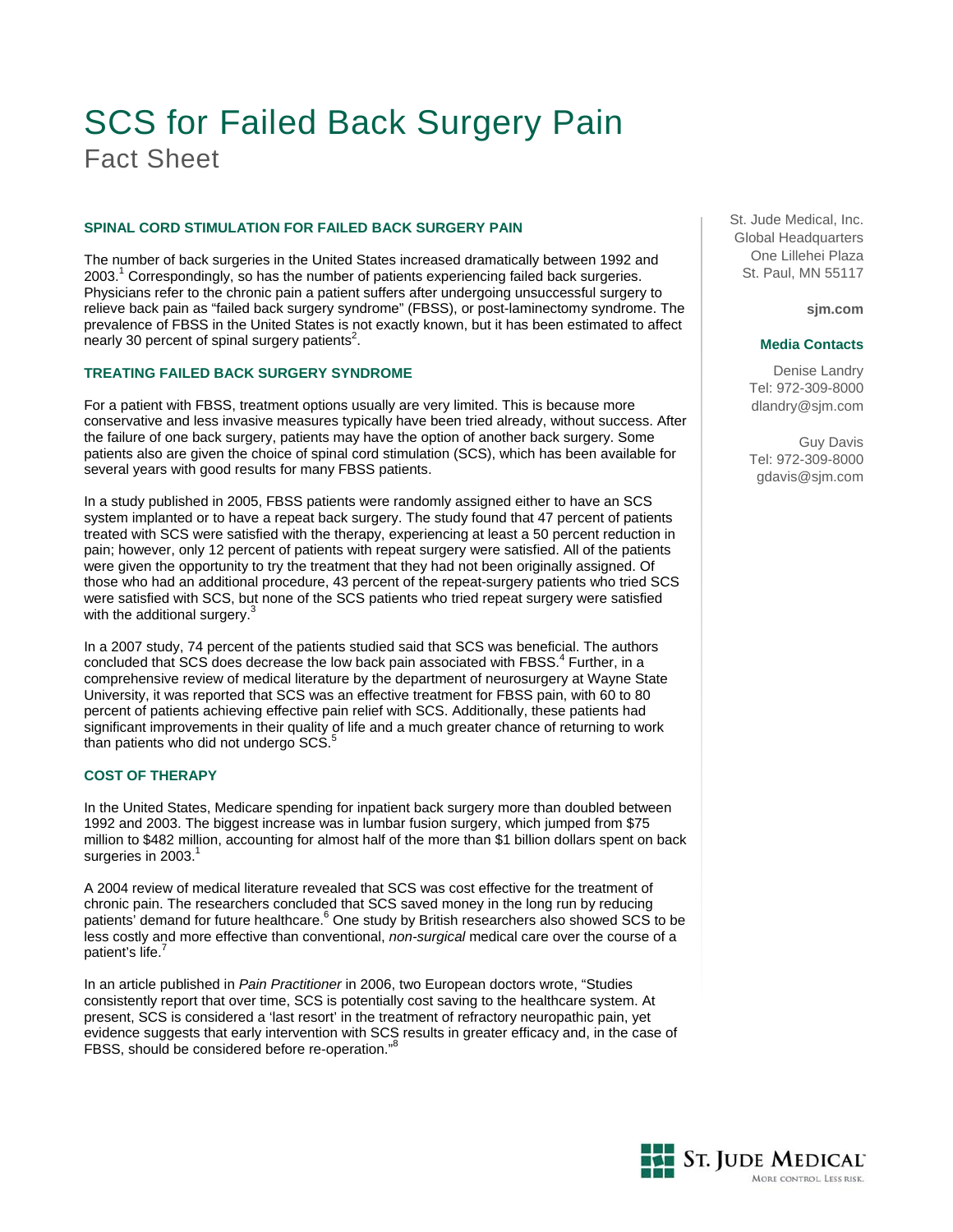# SCS for Failed Back Surgery Pain

## Fact Sheet

St. Jude Medical, Inc.
Global Headquarters
One Lillehei Plaza
St. Paul, MN 55117

**sjm.com**

**Media Contacts**

Denise Landry
Tel: 972-309-8000
dlandry@sjm.com

Guy Davis
Tel: 972-309-8000
gdavis@sjm.com

### SPINAL CORD STIMULATION FOR FAILED BACK SURGERY PAIN

The number of back surgeries in the United States increased dramatically between 1992 and 2003.[1] Correspondingly, so has the number of patients experiencing failed back surgeries. Physicians refer to the chronic pain a patient suffers after undergoing unsuccessful surgery to relieve back pain as "failed back surgery syndrome" (FBSS), or post-laminectomy syndrome. The prevalence of FBSS in the United States is not exactly known, but it has been estimated to affect nearly 30 percent of spinal surgery patients[2].

### TREATING FAILED BACK SURGERY SYNDROME

For a patient with FBSS, treatment options usually are very limited. This is because more conservative and less invasive measures typically have been tried already, without success. After the failure of one back surgery, patients may have the option of another back surgery. Some patients also are given the choice of spinal cord stimulation (SCS), which has been available for several years with good results for many FBSS patients.

In a study published in 2005, FBSS patients were randomly assigned either to have an SCS system implanted or to have a repeat back surgery. The study found that 47 percent of patients treated with SCS were satisfied with the therapy, experiencing at least a 50 percent reduction in pain; however, only 12 percent of patients with repeat surgery were satisfied. All of the patients were given the opportunity to try the treatment that they had not been originally assigned. Of those who had an additional procedure, 43 percent of the repeat-surgery patients who tried SCS were satisfied with SCS, but none of the SCS patients who tried repeat surgery were satisfied with the additional surgery.[3]

In a 2007 study, 74 percent of the patients studied said that SCS was beneficial. The authors concluded that SCS does decrease the low back pain associated with FBSS.[4] Further, in a comprehensive review of medical literature by the department of neurosurgery at Wayne State University, it was reported that SCS was an effective treatment for FBSS pain, with 60 to 80 percent of patients achieving effective pain relief with SCS. Additionally, these patients had significant improvements in their quality of life and a much greater chance of returning to work than patients who did not undergo SCS.[5]

### COST OF THERAPY

In the United States, Medicare spending for inpatient back surgery more than doubled between 1992 and 2003. The biggest increase was in lumbar fusion surgery, which jumped from $75 million to $482 million, accounting for almost half of the more than $1 billion dollars spent on back surgeries in 2003.[1]

A 2004 review of medical literature revealed that SCS was cost effective for the treatment of chronic pain. The researchers concluded that SCS saved money in the long run by reducing patients' demand for future healthcare.[6] One study by British researchers also showed SCS to be less costly and more effective than conventional, *non-surgical* medical care over the course of a patient's life.[7]

In an article published in *Pain Practitioner* in 2006, two European doctors wrote, "Studies consistently report that over time, SCS is potentially cost saving to the healthcare system. At present, SCS is considered a 'last resort' in the treatment of refractory neuropathic pain, yet evidence suggests that early intervention with SCS results in greater efficacy and, in the case of FBSS, should be considered before re-operation."[8]

ST. JUDE MEDICAL
MORE CONTROL. LESS RISK.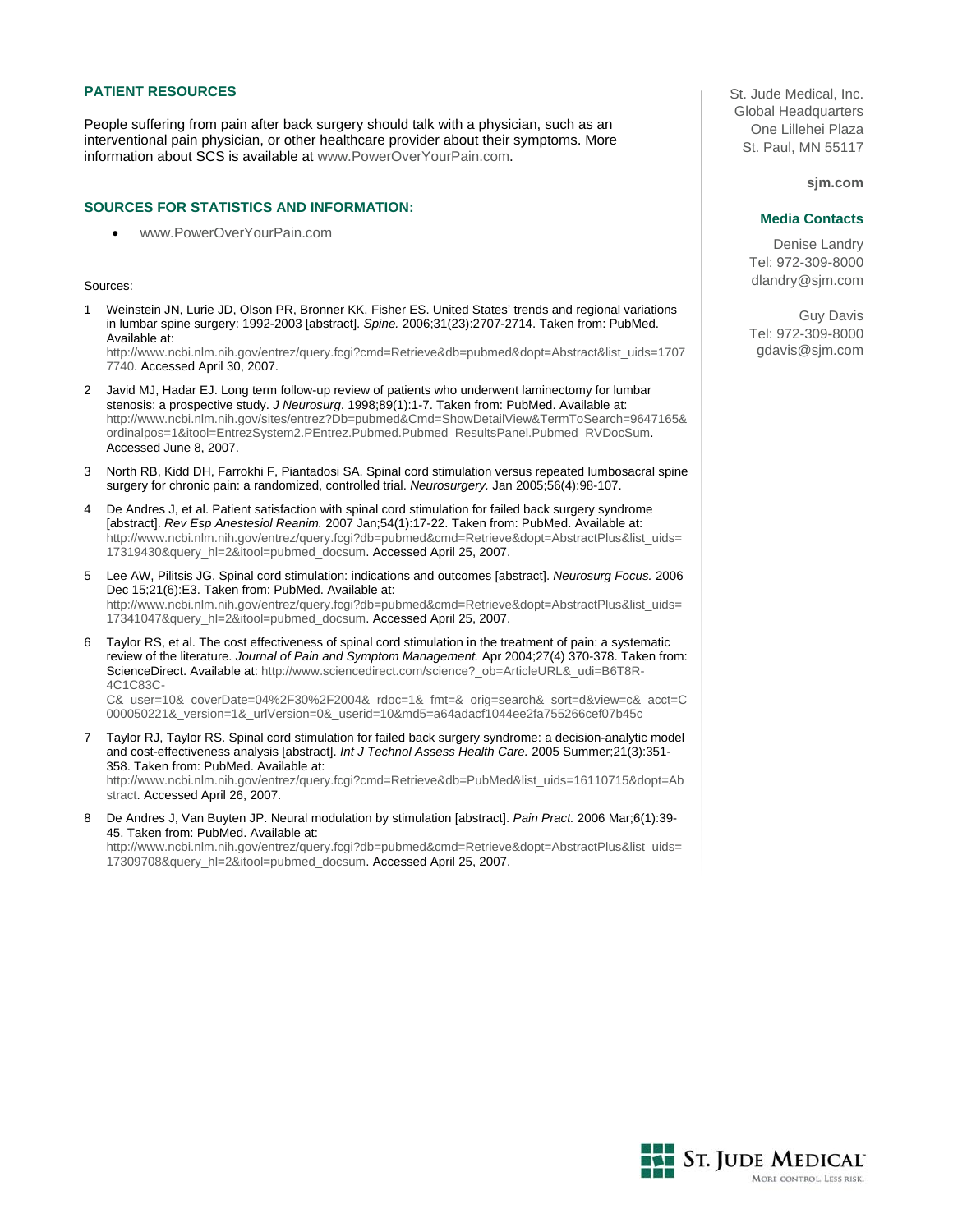## PATIENT RESOURCES

People suffering from pain after back surgery should talk with a physician, such as an interventional pain physician, or other healthcare provider about their symptoms. More information about SCS is available at www.PowerOverYourPain.com.

## SOURCES FOR STATISTICS AND INFORMATION:

- www.PowerOverYourPain.com

Sources:

1. Weinstein JN, Lurie JD, Olson PR, Bronner KK, Fisher ES. United States' trends and regional variations in lumbar spine surgery: 1992-2003 [abstract]. *Spine.* 2006;31(23):2707-2714. Taken from: PubMed. Available at: http://www.ncbi.nlm.nih.gov/entrez/query.fcgi?cmd=Retrieve&db=pubmed&dopt=Abstract&list_uids=17077740. Accessed April 30, 2007.
2. Javid MJ, Hadar EJ. Long term follow-up review of patients who underwent laminectomy for lumbar stenosis: a prospective study. *J Neurosurg*. 1998;89(1):1-7. Taken from: PubMed. Available at: http://www.ncbi.nlm.nih.gov/sites/entrez?Db=pubmed&Cmd=ShowDetailView&TermToSearch=9647165&ordinalpos=1&itool=EntrezSystem2.PEntrez.Pubmed.Pubmed_ResultsPanel.Pubmed_RVDocSum. Accessed June 8, 2007.
3. North RB, Kidd DH, Farrokhi F, Piantadosi SA. Spinal cord stimulation versus repeated lumbosacral spine surgery for chronic pain: a randomized, controlled trial. *Neurosurgery.* Jan 2005;56(4):98-107.
4. De Andres J, et al. Patient satisfaction with spinal cord stimulation for failed back surgery syndrome [abstract]. *Rev Esp Anestesiol Reanim.* 2007 Jan;54(1):17-22. Taken from: PubMed. Available at: http://www.ncbi.nlm.nih.gov/entrez/query.fcgi?db=pubmed&cmd=Retrieve&dopt=AbstractPlus&list_uids=17319430&query_hl=2&itool=pubmed_docsum. Accessed April 25, 2007.
5. Lee AW, Pilitsis JG. Spinal cord stimulation: indications and outcomes [abstract]. *Neurosurg Focus.* 2006 Dec 15;21(6):E3. Taken from: PubMed. Available at: http://www.ncbi.nlm.nih.gov/entrez/query.fcgi?db=pubmed&cmd=Retrieve&dopt=AbstractPlus&list_uids=17341047&query_hl=2&itool=pubmed_docsum. Accessed April 25, 2007.
6. Taylor RS, et al. The cost effectiveness of spinal cord stimulation in the treatment of pain: a systematic review of the literature. *Journal of Pain and Symptom Management.* Apr 2004;27(4) 370-378. Taken from: ScienceDirect. Available at: http://www.sciencedirect.com/science?_ob=ArticleURL&_udi=B6T8R-4C1C83C-C&_user=10&_coverDate=04%2F30%2F2004&_rdoc=1&_fmt=&_orig=search&_sort=d&view=c&_acct=C000050221&_version=1&_urlVersion=0&_userid=10&md5=a64adacf1044ee2fa755266cef07b45c
7. Taylor RJ, Taylor RS. Spinal cord stimulation for failed back surgery syndrome: a decision-analytic model and cost-effectiveness analysis [abstract]. *Int J Technol Assess Health Care.* 2005 Summer;21(3):351-358. Taken from: PubMed. Available at: http://www.ncbi.nlm.nih.gov/entrez/query.fcgi?cmd=Retrieve&db=PubMed&list_uids=16110715&dopt=Abstract. Accessed April 26, 2007.
8. De Andres J, Van Buyten JP. Neural modulation by stimulation [abstract]. *Pain Pract.* 2006 Mar;6(1):39-45. Taken from: PubMed. Available at: http://www.ncbi.nlm.nih.gov/entrez/query.fcgi?db=pubmed&cmd=Retrieve&dopt=AbstractPlus&list_uids=17309708&query_hl=2&itool=pubmed_docsum. Accessed April 25, 2007.

St. Jude Medical, Inc.
Global Headquarters
One Lillehei Plaza
St. Paul, MN 55117

**sjm.com**

### Media Contacts

Denise Landry
Tel: 972-309-8000
dlandry@sjm.com

Guy Davis
Tel: 972-309-8000
gdavis@sjm.com

ST. JUDE MEDICAL
MORE CONTROL. LESS RISK.